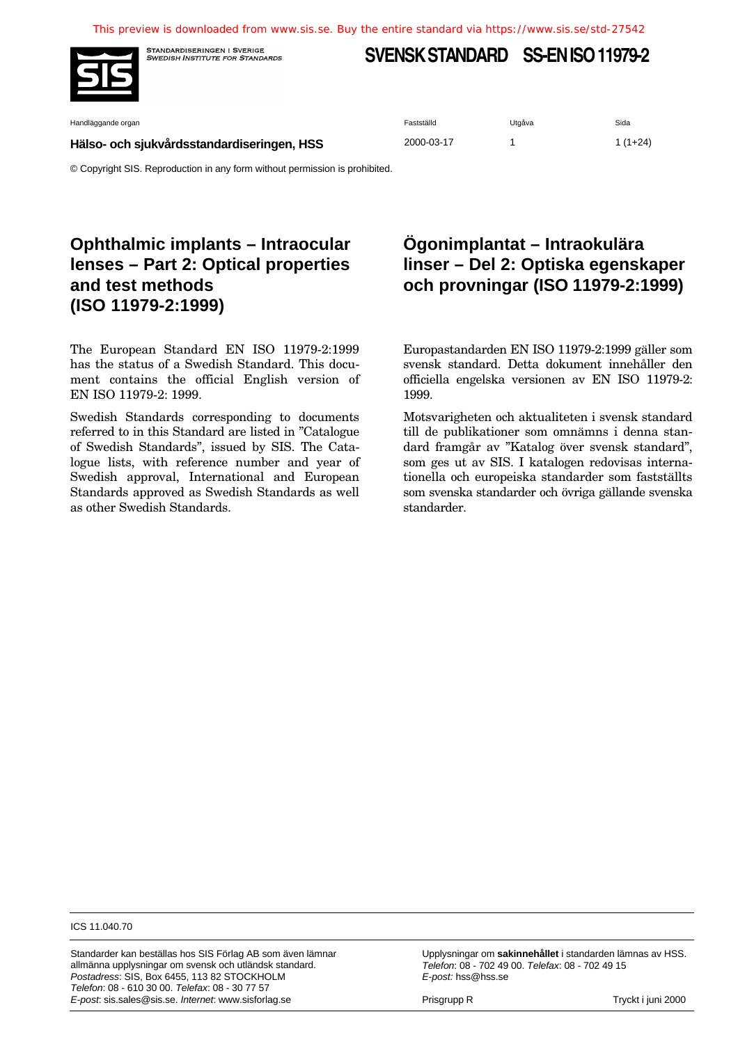This preview is downloaded from www.sis.se. Buy the entire standard via https://www.sis.se/std-27542

STANDARDISERINGEN I SVERIGE
SWEDISH INSTITUTE FOR STANDARDS

# SVENSK STANDARD SS-EN ISO 11979-2

| Handläggande organ | Fastställd | Utgåva | Sida |
|---|---|---|---|
| **Hälso- och sjukvårdsstandardiseringen, HSS** | 2000-03-17 | 1 | 1 (1+24) |

© Copyright SIS. Reproduction in any form without permission is prohibited.

## Ophthalmic implants – Intraocular lenses – Part 2: Optical properties and test methods (ISO 11979-2:1999)

The European Standard EN ISO 11979-2:1999 has the status of a Swedish Standard. This document contains the official English version of EN ISO 11979-2: 1999.

Swedish Standards corresponding to documents referred to in this Standard are listed in "Catalogue of Swedish Standards", issued by SIS. The Catalogue lists, with reference number and year of Swedish approval, International and European Standards approved as Swedish Standards as well as other Swedish Standards.

## Ögonimplantat – Intraokulära linser – Del 2: Optiska egenskaper och provningar (ISO 11979-2:1999)

Europastandarden EN ISO 11979-2:1999 gäller som svensk standard. Detta dokument innehåller den officiella engelska versionen av EN ISO 11979-2: 1999.

Motsvarigheten och aktualiteten i svensk standard till de publikationer som omnämns i denna standard framgår av "Katalog över svensk standard", som ges ut av SIS. I katalogen redovisas internationella och europeiska standarder som fastställts som svenska standarder och övriga gällande svenska standarder.

ICS 11.040.70

Standarder kan beställas hos SIS Förlag AB som även lämnar allmänna upplysningar om svensk och utländsk standard.
*Postadress*: SIS, Box 6455, 113 82 STOCKHOLM
*Telefon*: 08 - 610 30 00. *Telefax*: 08 - 30 77 57
*E-post*: sis.sales@sis.se. *Internet*: www.sisforlag.se

Upplysningar om **sakinnehållet** i standarden lämnas av HSS.
*Telefon*: 08 - 702 49 00. *Telefax*: 08 - 702 49 15
*E-post:* hss@hss.se

Prisgrupp R

Tryckt i juni 2000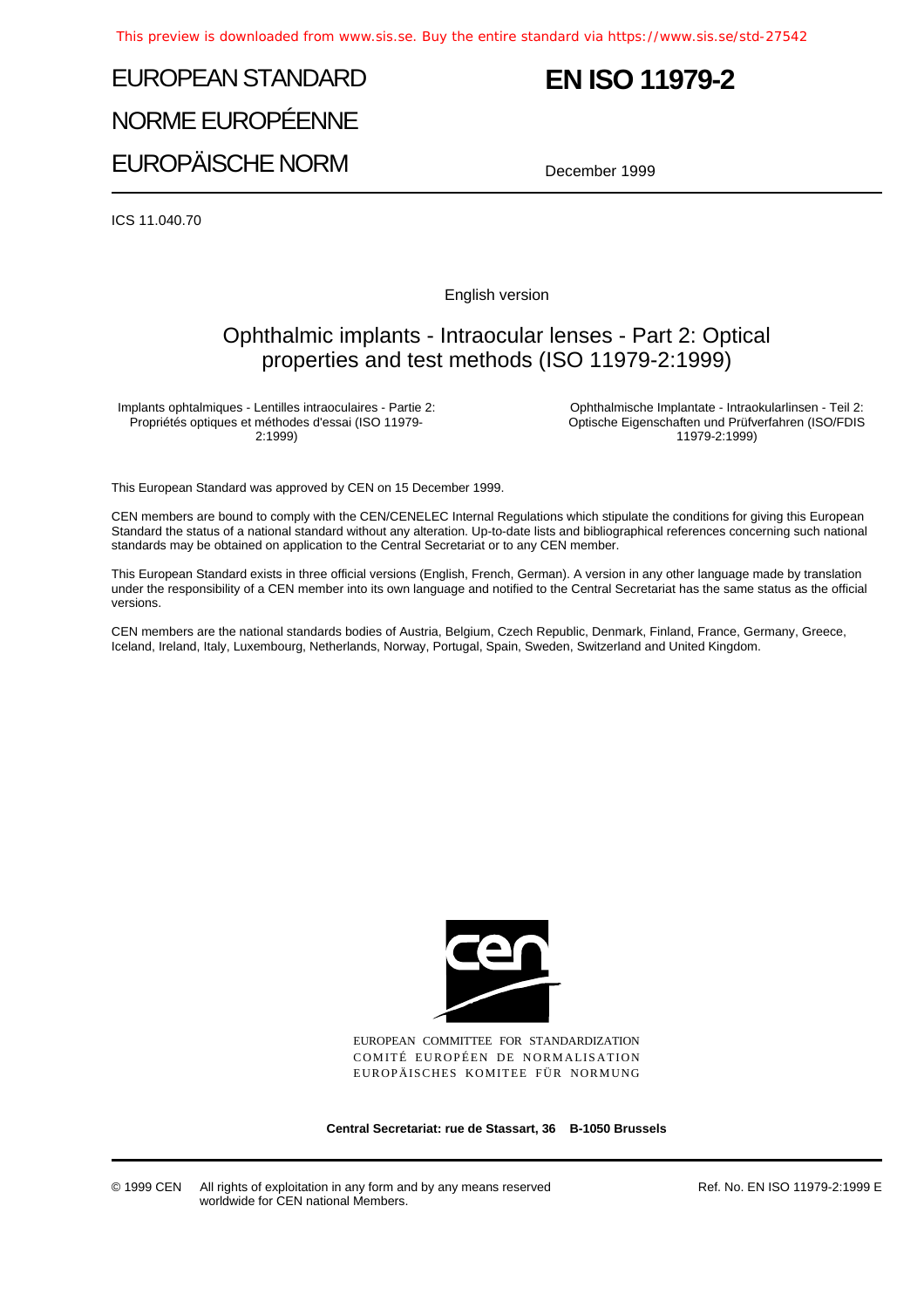# EUROPEAN STANDARD

# NORME EUROPÉENNE

# EUROPÄISCHE NORM

# EN ISO 11979-2

December 1999

ICS 11.040.70

English version

## Ophthalmic implants - Intraocular lenses - Part 2: Optical properties and test methods (ISO 11979-2:1999)

Implants ophtalmiques - Lentilles intraoculaires - Partie 2: Propriétés optiques et méthodes d'essai (ISO 11979-2:1999)

Ophthalmische Implantate - Intraokularlinsen - Teil 2: Optische Eigenschaften und Prüfverfahren (ISO/FDIS 11979-2:1999)

This European Standard was approved by CEN on 15 December 1999.

CEN members are bound to comply with the CEN/CENELEC Internal Regulations which stipulate the conditions for giving this European Standard the status of a national standard without any alteration. Up-to-date lists and bibliographical references concerning such national standards may be obtained on application to the Central Secretariat or to any CEN member.

This European Standard exists in three official versions (English, French, German). A version in any other language made by translation under the responsibility of a CEN member into its own language and notified to the Central Secretariat has the same status as the official versions.

CEN members are the national standards bodies of Austria, Belgium, Czech Republic, Denmark, Finland, France, Germany, Greece, Iceland, Ireland, Italy, Luxembourg, Netherlands, Norway, Portugal, Spain, Sweden, Switzerland and United Kingdom.

EUROPEAN COMMITTEE FOR STANDARDIZATION
COMITÉ EUROPÉEN DE NORMALISATION
EUROPÄISCHES KOMITEE FÜR NORMUNG

**Central Secretariat: rue de Stassart, 36 B-1050 Brussels**

© 1999 CEN All rights of exploitation in any form and by any means reserved worldwide for CEN national Members.

Ref. No. EN ISO 11979-2:1999 E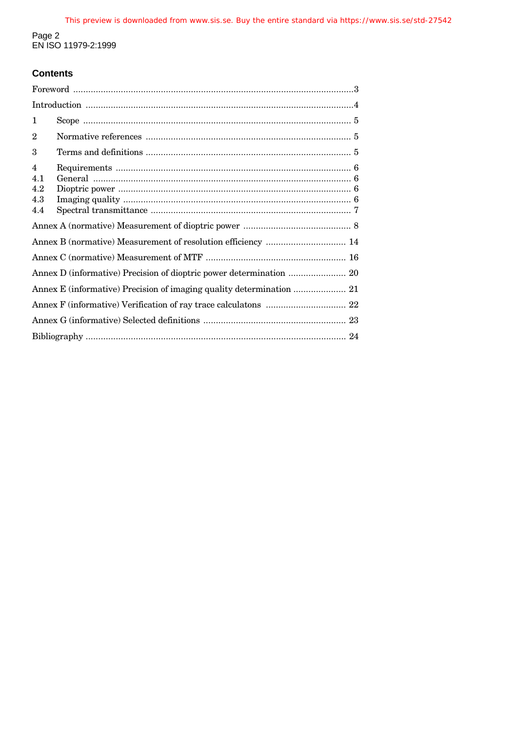## Contents

| | | |
|---|---|---|
| Foreword | | 3 |
| Introduction | | 4 |
| 1 | Scope | 5 |
| 2 | Normative references | 5 |
| 3 | Terms and definitions | 5 |
| 4 | Requirements | 6 |
| 4.1 | General | 6 |
| 4.2 | Dioptric power | 6 |
| 4.3 | Imaging quality | 6 |
| 4.4 | Spectral transmittance | 7 |
| Annex A (normative) Measurement of dioptric power | | 8 |
| Annex B (normative) Measurement of resolution efficiency | | 14 |
| Annex C (normative) Measurement of MTF | | 16 |
| Annex D (informative) Precision of dioptric power determination | | 20 |
| Annex E (informative) Precision of imaging quality determination | | 21 |
| Annex F (informative) Verification of ray trace calculatons | | 22 |
| Annex G (informative) Selected definitions | | 23 |
| Bibliography | | 24 |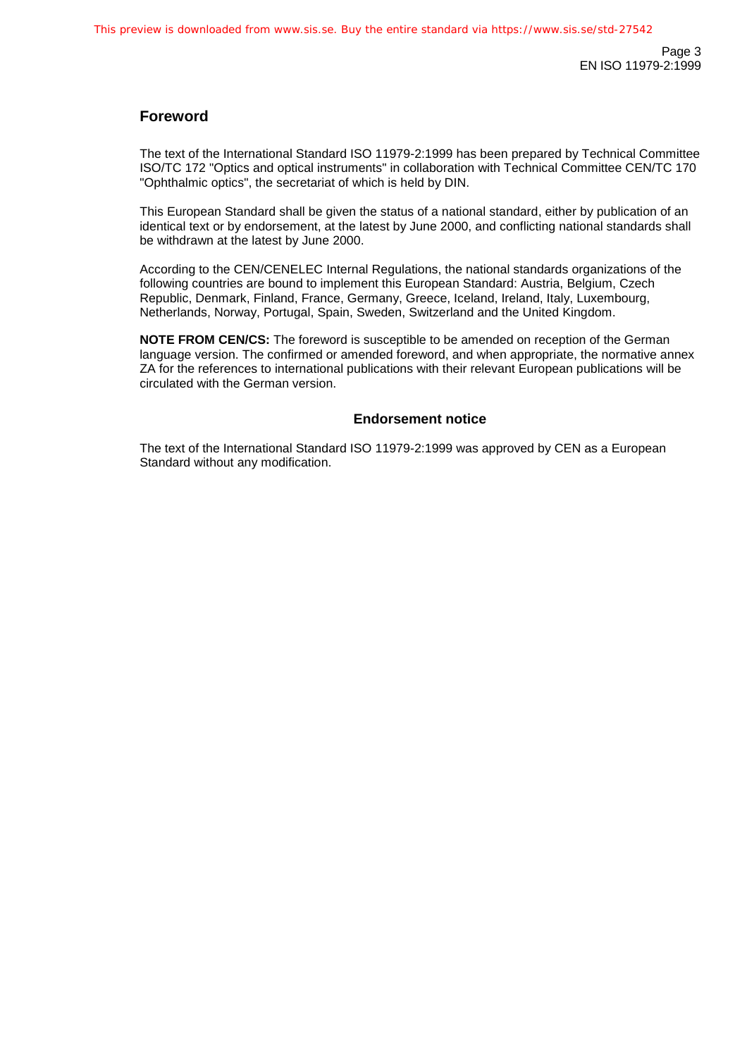## Foreword

The text of the International Standard ISO 11979-2:1999 has been prepared by Technical Committee ISO/TC 172 "Optics and optical instruments" in collaboration with Technical Committee CEN/TC 170 "Ophthalmic optics", the secretariat of which is held by DIN.

This European Standard shall be given the status of a national standard, either by publication of an identical text or by endorsement, at the latest by June 2000, and conflicting national standards shall be withdrawn at the latest by June 2000.

According to the CEN/CENELEC Internal Regulations, the national standards organizations of the following countries are bound to implement this European Standard: Austria, Belgium, Czech Republic, Denmark, Finland, France, Germany, Greece, Iceland, Ireland, Italy, Luxembourg, Netherlands, Norway, Portugal, Spain, Sweden, Switzerland and the United Kingdom.

**NOTE FROM CEN/CS:** The foreword is susceptible to be amended on reception of the German language version. The confirmed or amended foreword, and when appropriate, the normative annex ZA for the references to international publications with their relevant European publications will be circulated with the German version.

### Endorsement notice

The text of the International Standard ISO 11979-2:1999 was approved by CEN as a European Standard without any modification.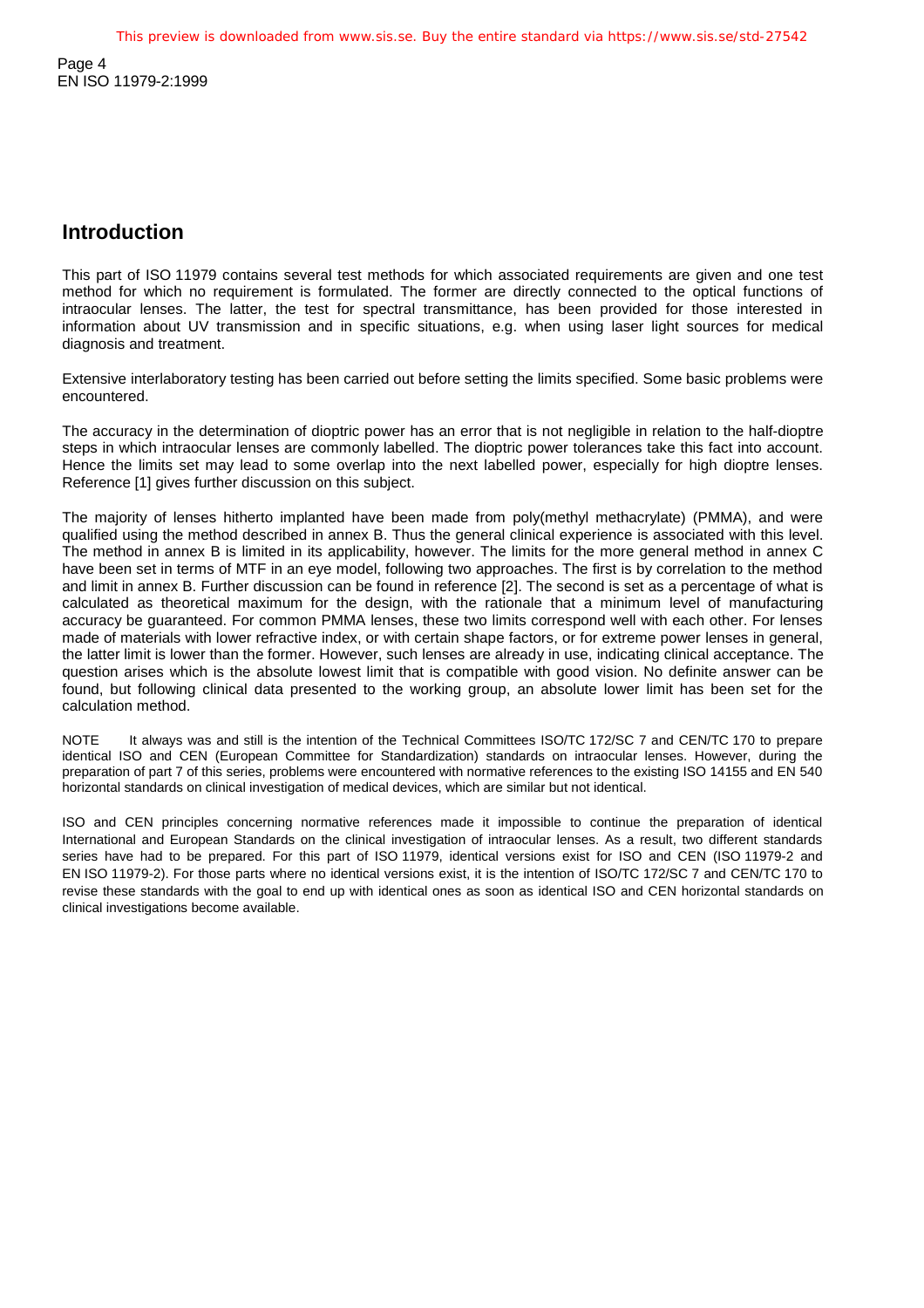## Introduction

This part of ISO 11979 contains several test methods for which associated requirements are given and one test method for which no requirement is formulated. The former are directly connected to the optical functions of intraocular lenses. The latter, the test for spectral transmittance, has been provided for those interested in information about UV transmission and in specific situations, e.g. when using laser light sources for medical diagnosis and treatment.

Extensive interlaboratory testing has been carried out before setting the limits specified. Some basic problems were encountered.

The accuracy in the determination of dioptric power has an error that is not negligible in relation to the half-dioptre steps in which intraocular lenses are commonly labelled. The dioptric power tolerances take this fact into account. Hence the limits set may lead to some overlap into the next labelled power, especially for high dioptre lenses. Reference [1] gives further discussion on this subject.

The majority of lenses hitherto implanted have been made from poly(methyl methacrylate) (PMMA), and were qualified using the method described in annex B. Thus the general clinical experience is associated with this level. The method in annex B is limited in its applicability, however. The limits for the more general method in annex C have been set in terms of MTF in an eye model, following two approaches. The first is by correlation to the method and limit in annex B. Further discussion can be found in reference [2]. The second is set as a percentage of what is calculated as theoretical maximum for the design, with the rationale that a minimum level of manufacturing accuracy be guaranteed. For common PMMA lenses, these two limits correspond well with each other. For lenses made of materials with lower refractive index, or with certain shape factors, or for extreme power lenses in general, the latter limit is lower than the former. However, such lenses are already in use, indicating clinical acceptance. The question arises which is the absolute lowest limit that is compatible with good vision. No definite answer can be found, but following clinical data presented to the working group, an absolute lower limit has been set for the calculation method.

NOTE It always was and still is the intention of the Technical Committees ISO/TC 172/SC 7 and CEN/TC 170 to prepare identical ISO and CEN (European Committee for Standardization) standards on intraocular lenses. However, during the preparation of part 7 of this series, problems were encountered with normative references to the existing ISO 14155 and EN 540 horizontal standards on clinical investigation of medical devices, which are similar but not identical.

ISO and CEN principles concerning normative references made it impossible to continue the preparation of identical International and European Standards on the clinical investigation of intraocular lenses. As a result, two different standards series have had to be prepared. For this part of ISO 11979, identical versions exist for ISO and CEN (ISO 11979-2 and EN ISO 11979-2). For those parts where no identical versions exist, it is the intention of ISO/TC 172/SC 7 and CEN/TC 170 to revise these standards with the goal to end up with identical ones as soon as identical ISO and CEN horizontal standards on clinical investigations become available.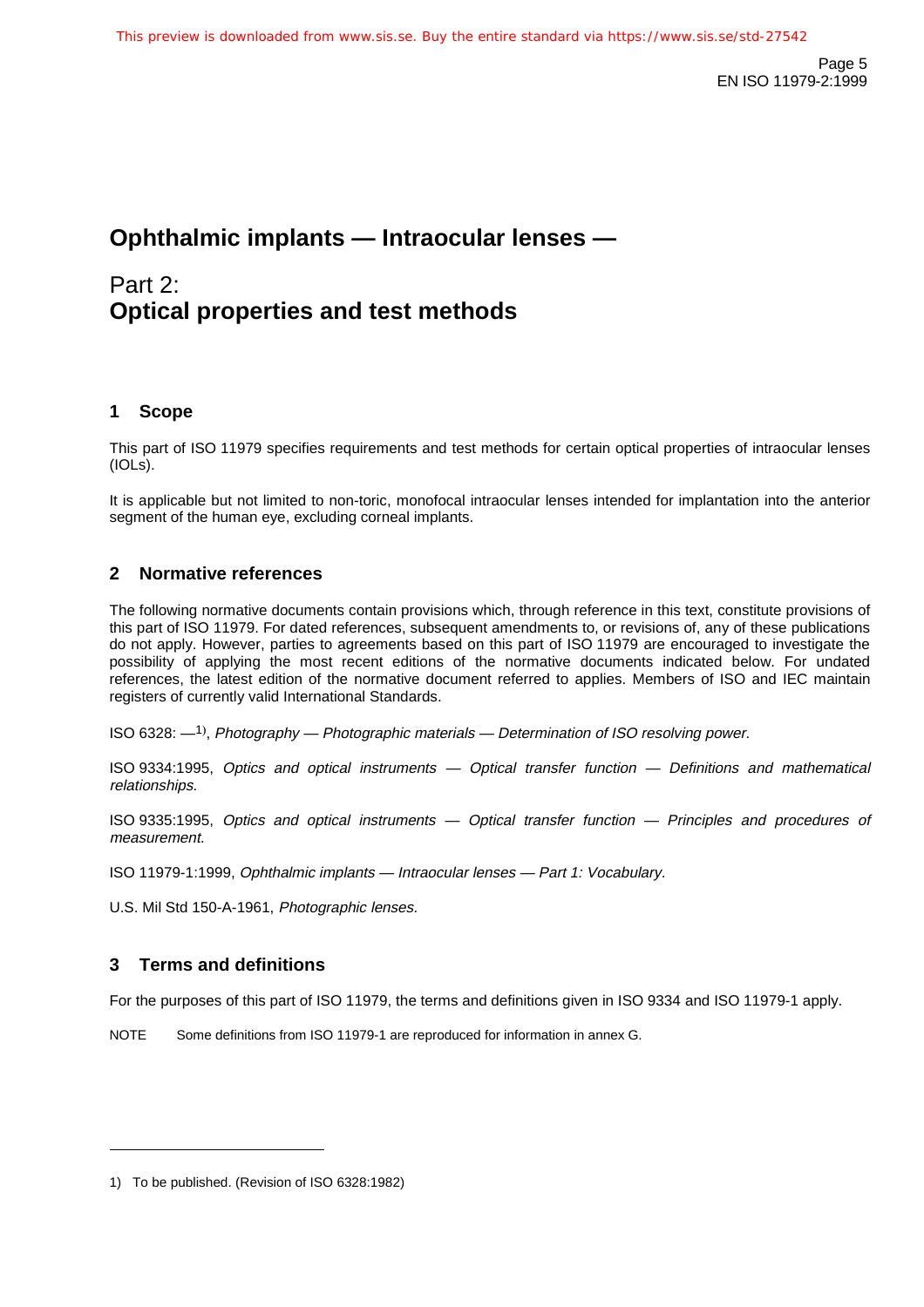# Ophthalmic implants — Intraocular lenses —

## Part 2: Optical properties and test methods

## 1 Scope

This part of ISO 11979 specifies requirements and test methods for certain optical properties of intraocular lenses (IOLs).

It is applicable but not limited to non-toric, monofocal intraocular lenses intended for implantation into the anterior segment of the human eye, excluding corneal implants.

## 2 Normative references

The following normative documents contain provisions which, through reference in this text, constitute provisions of this part of ISO 11979. For dated references, subsequent amendments to, or revisions of, any of these publications do not apply. However, parties to agreements based on this part of ISO 11979 are encouraged to investigate the possibility of applying the most recent editions of the normative documents indicated below. For undated references, the latest edition of the normative document referred to applies. Members of ISO and IEC maintain registers of currently valid International Standards.

ISO 6328: —[1)], *Photography — Photographic materials — Determination of ISO resolving power.*

ISO 9334:1995, *Optics and optical instruments — Optical transfer function — Definitions and mathematical relationships.*

ISO 9335:1995, *Optics and optical instruments — Optical transfer function — Principles and procedures of measurement.*

ISO 11979-1:1999, *Ophthalmic implants — Intraocular lenses — Part 1: Vocabulary.*

U.S. Mil Std 150-A-1961, *Photographic lenses.*

## 3 Terms and definitions

For the purposes of this part of ISO 11979, the terms and definitions given in ISO 9334 and ISO 11979-1 apply.

NOTE Some definitions from ISO 11979-1 are reproduced for information in annex G.

---

1) To be published. (Revision of ISO 6328:1982)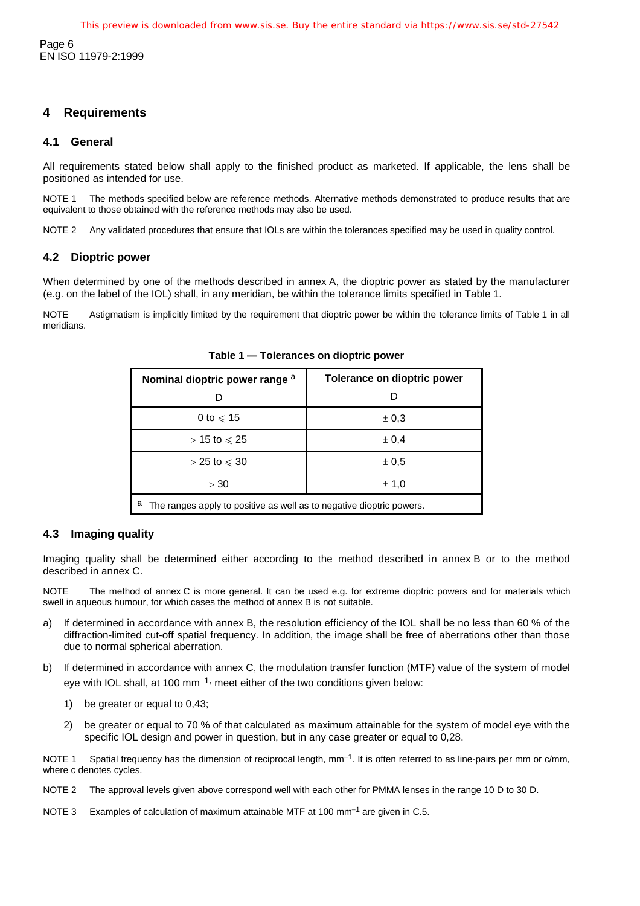## 4 Requirements

### 4.1 General

All requirements stated below shall apply to the finished product as marketed. If applicable, the lens shall be positioned as intended for use.

NOTE 1 The methods specified below are reference methods. Alternative methods demonstrated to produce results that are equivalent to those obtained with the reference methods may also be used.

NOTE 2 Any validated procedures that ensure that IOLs are within the tolerances specified may be used in quality control.

### 4.2 Dioptric power

When determined by one of the methods described in annex A, the dioptric power as stated by the manufacturer (e.g. on the label of the IOL) shall, in any meridian, be within the tolerance limits specified in Table 1.

NOTE Astigmatism is implicitly limited by the requirement that dioptric power be within the tolerance limits of Table 1 in all meridians.

**Table 1 — Tolerances on dioptric power**

| Nominal dioptric power range [a] D | Tolerance on dioptric power D |
|---|---|
| 0 to $\leqslant$ 15 | $\pm$ 0,3 |
| $>$ 15 to $\leqslant$ 25 | $\pm$ 0,4 |
| $>$ 25 to $\leqslant$ 30 | $\pm$ 0,5 |
| $>$ 30 | $\pm$ 1,0 |

[a] The ranges apply to positive as well as to negative dioptric powers.

### 4.3 Imaging quality

Imaging quality shall be determined either according to the method described in annex B or to the method described in annex C.

NOTE The method of annex C is more general. It can be used e.g. for extreme dioptric powers and for materials which swell in aqueous humour, for which cases the method of annex B is not suitable.

a) If determined in accordance with annex B, the resolution efficiency of the IOL shall be no less than 60 % of the diffraction-limited cut-off spatial frequency. In addition, the image shall be free of aberrations other than those due to normal spherical aberration.

b) If determined in accordance with annex C, the modulation transfer function (MTF) value of the system of model eye with IOL shall, at 100 mm$^{-1}$, meet either of the two conditions given below:

   1) be greater or equal to 0,43;

   2) be greater or equal to 70 % of that calculated as maximum attainable for the system of model eye with the specific IOL design and power in question, but in any case greater or equal to 0,28.

NOTE 1 Spatial frequency has the dimension of reciprocal length, mm$^{-1}$. It is often referred to as line-pairs per mm or c/mm, where c denotes cycles.

NOTE 2 The approval levels given above correspond well with each other for PMMA lenses in the range 10 D to 30 D.

NOTE 3 Examples of calculation of maximum attainable MTF at 100 mm$^{-1}$ are given in C.5.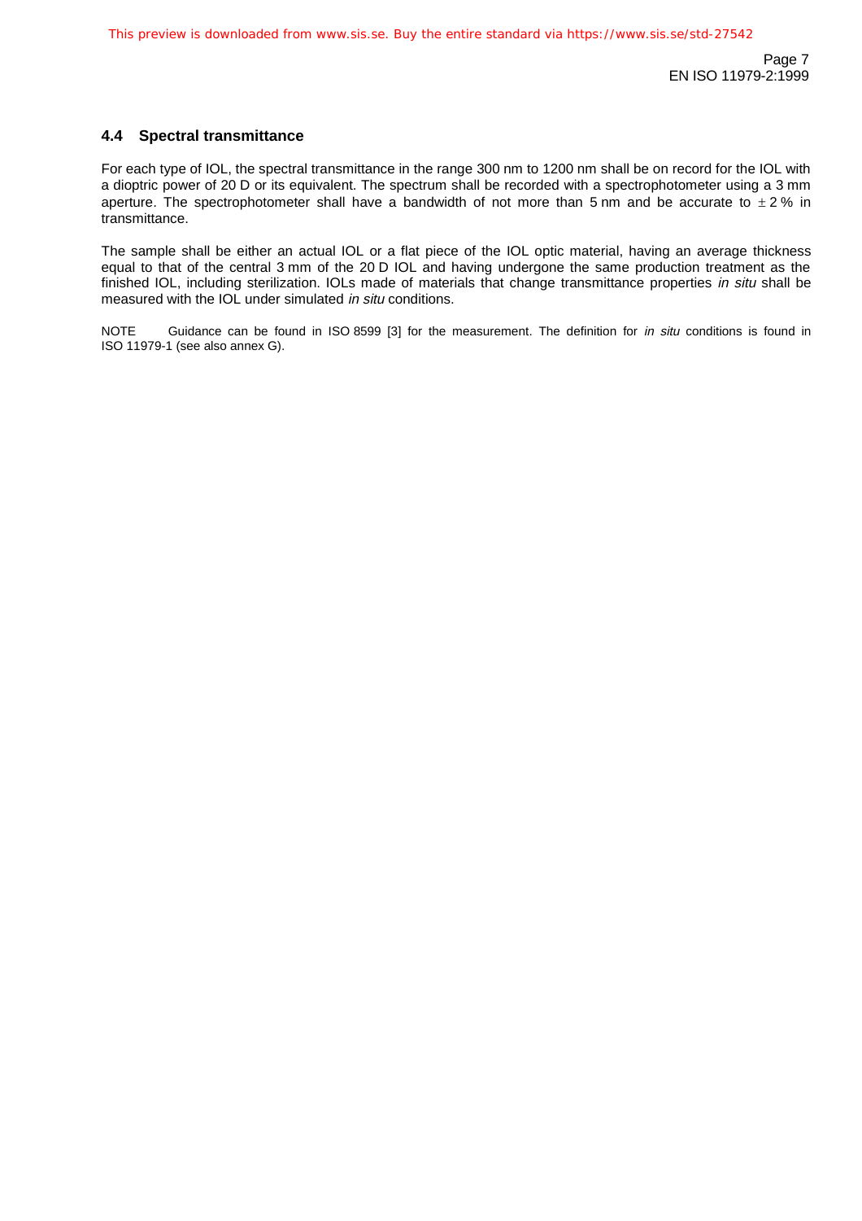### 4.4 Spectral transmittance

For each type of IOL, the spectral transmittance in the range 300 nm to 1200 nm shall be on record for the IOL with a dioptric power of 20 D or its equivalent. The spectrum shall be recorded with a spectrophotometer using a 3 mm aperture. The spectrophotometer shall have a bandwidth of not more than 5 nm and be accurate to $\pm$ 2 % in transmittance.

The sample shall be either an actual IOL or a flat piece of the IOL optic material, having an average thickness equal to that of the central 3 mm of the 20 D IOL and having undergone the same production treatment as the finished IOL, including sterilization. IOLs made of materials that change transmittance properties *in situ* shall be measured with the IOL under simulated *in situ* conditions.

NOTE Guidance can be found in ISO 8599 [3] for the measurement. The definition for *in situ* conditions is found in ISO 11979-1 (see also annex G).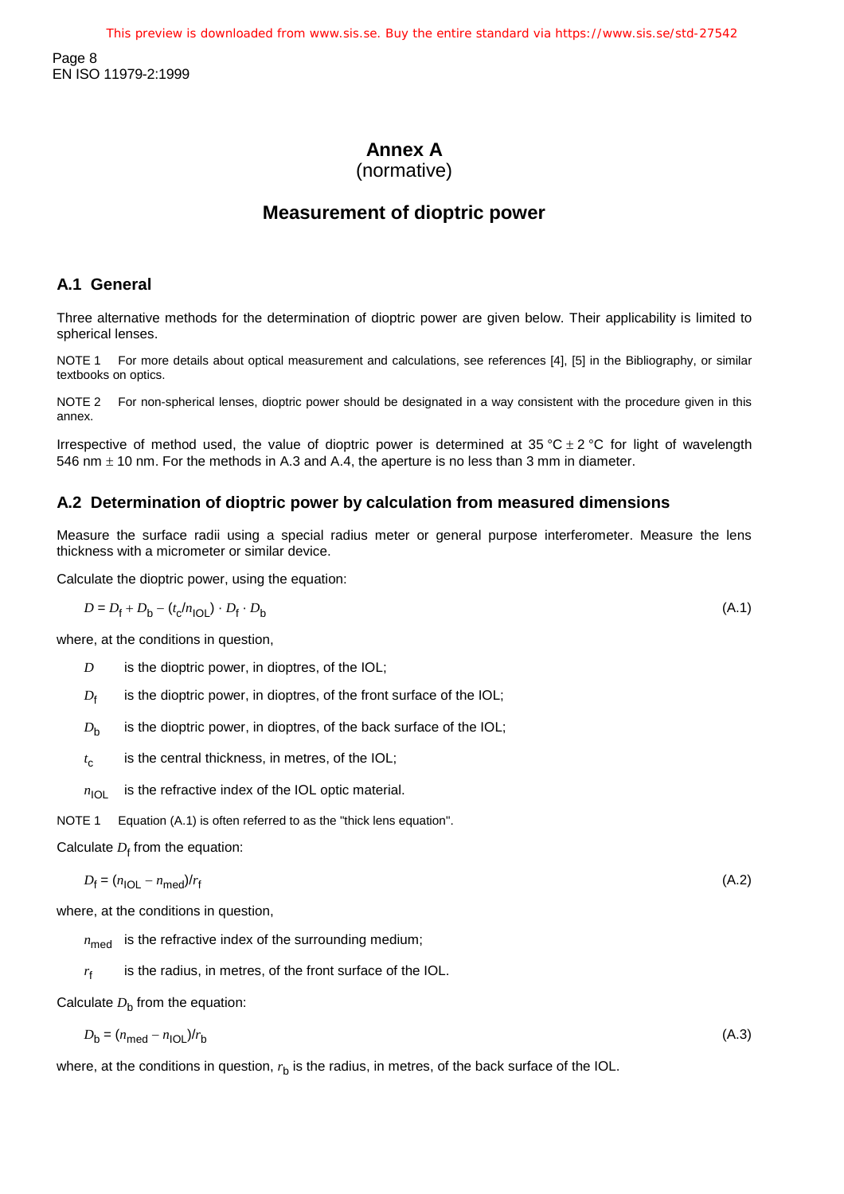# Annex A
(normative)

## Measurement of dioptric power

### A.1 General

Three alternative methods for the determination of dioptric power are given below. Their applicability is limited to spherical lenses.

NOTE 1 For more details about optical measurement and calculations, see references [4], [5] in the Bibliography, or similar textbooks on optics.

NOTE 2 For non-spherical lenses, dioptric power should be designated in a way consistent with the procedure given in this annex.

Irrespective of method used, the value of dioptric power is determined at 35 °C ± 2 °C for light of wavelength 546 nm ± 10 nm. For the methods in A.3 and A.4, the aperture is no less than 3 mm in diameter.

### A.2 Determination of dioptric power by calculation from measured dimensions

Measure the surface radii using a special radius meter or general purpose interferometer. Measure the lens thickness with a micrometer or similar device.

Calculate the dioptric power, using the equation:

$$D = D_f + D_b - (t_c / n_{IOL}) \cdot D_f \cdot D_b \tag{A.1}$$

where, at the conditions in question,

- $D$ is the dioptric power, in dioptres, of the IOL;
- $D_f$ is the dioptric power, in dioptres, of the front surface of the IOL;
- $D_b$ is the dioptric power, in dioptres, of the back surface of the IOL;
- $t_c$ is the central thickness, in metres, of the IOL;
- $n_{IOL}$ is the refractive index of the IOL optic material.

NOTE 1 Equation (A.1) is often referred to as the "thick lens equation".

Calculate $D_f$ from the equation:

$$D_f = (n_{IOL} - n_{med}) / r_f \tag{A.2}$$

where, at the conditions in question,

- $n_{med}$ is the refractive index of the surrounding medium;
- $r_f$ is the radius, in metres, of the front surface of the IOL.

Calculate $D_b$ from the equation:

$$D_b = (n_{med} - n_{IOL}) / r_b \tag{A.3}$$

where, at the conditions in question, $r_b$ is the radius, in metres, of the back surface of the IOL.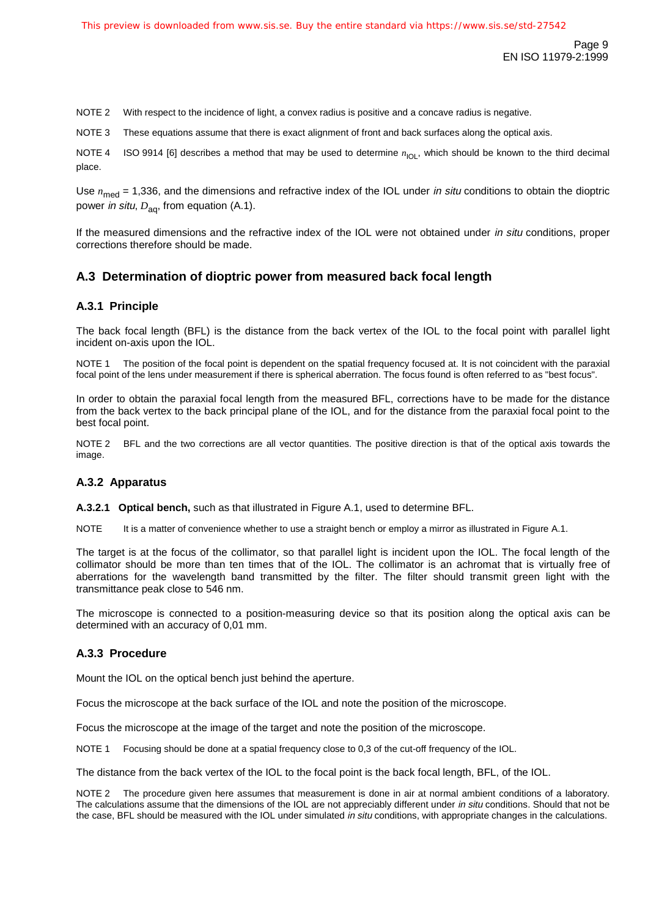NOTE 2 With respect to the incidence of light, a convex radius is positive and a concave radius is negative.

NOTE 3 These equations assume that there is exact alignment of front and back surfaces along the optical axis.

NOTE 4 ISO 9914 [6] describes a method that may be used to determine $n_{IOL}$, which should be known to the third decimal place.

Use $n_{med}$ = 1,336, and the dimensions and refractive index of the IOL under *in situ* conditions to obtain the dioptric power *in situ*, $D_{aq}$, from equation (A.1).

If the measured dimensions and the refractive index of the IOL were not obtained under *in situ* conditions, proper corrections therefore should be made.

## A.3 Determination of dioptric power from measured back focal length

### A.3.1 Principle

The back focal length (BFL) is the distance from the back vertex of the IOL to the focal point with parallel light incident on-axis upon the IOL.

NOTE 1 The position of the focal point is dependent on the spatial frequency focused at. It is not coincident with the paraxial focal point of the lens under measurement if there is spherical aberration. The focus found is often referred to as "best focus".

In order to obtain the paraxial focal length from the measured BFL, corrections have to be made for the distance from the back vertex to the back principal plane of the IOL, and for the distance from the paraxial focal point to the best focal point.

NOTE 2 BFL and the two corrections are all vector quantities. The positive direction is that of the optical axis towards the image.

### A.3.2 Apparatus

**A.3.2.1 Optical bench,** such as that illustrated in Figure A.1, used to determine BFL.

NOTE It is a matter of convenience whether to use a straight bench or employ a mirror as illustrated in Figure A.1.

The target is at the focus of the collimator, so that parallel light is incident upon the IOL. The focal length of the collimator should be more than ten times that of the IOL. The collimator is an achromat that is virtually free of aberrations for the wavelength band transmitted by the filter. The filter should transmit green light with the transmittance peak close to 546 nm.

The microscope is connected to a position-measuring device so that its position along the optical axis can be determined with an accuracy of 0,01 mm.

### A.3.3 Procedure

Mount the IOL on the optical bench just behind the aperture.

Focus the microscope at the back surface of the IOL and note the position of the microscope.

Focus the microscope at the image of the target and note the position of the microscope.

NOTE 1 Focusing should be done at a spatial frequency close to 0,3 of the cut-off frequency of the IOL.

The distance from the back vertex of the IOL to the focal point is the back focal length, BFL, of the IOL.

NOTE 2 The procedure given here assumes that measurement is done in air at normal ambient conditions of a laboratory. The calculations assume that the dimensions of the IOL are not appreciably different under *in situ* conditions. Should that not be the case, BFL should be measured with the IOL under simulated *in situ* conditions, with appropriate changes in the calculations.